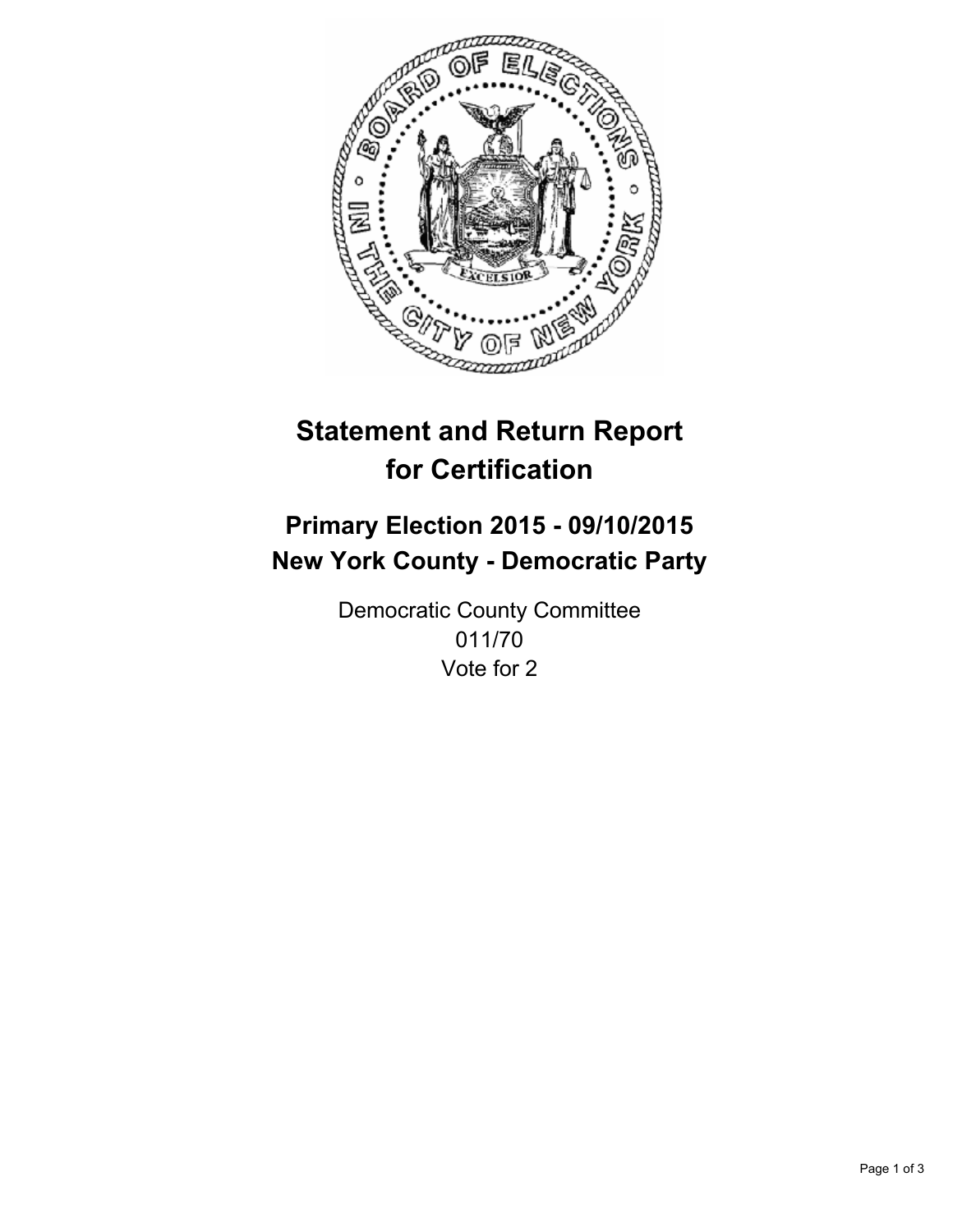# Statement and Return Report for Certification

## Primary Election 2015 - 09/10/2015
## New York County - Democratic Party

Democratic County Committee
011/70
Vote for 2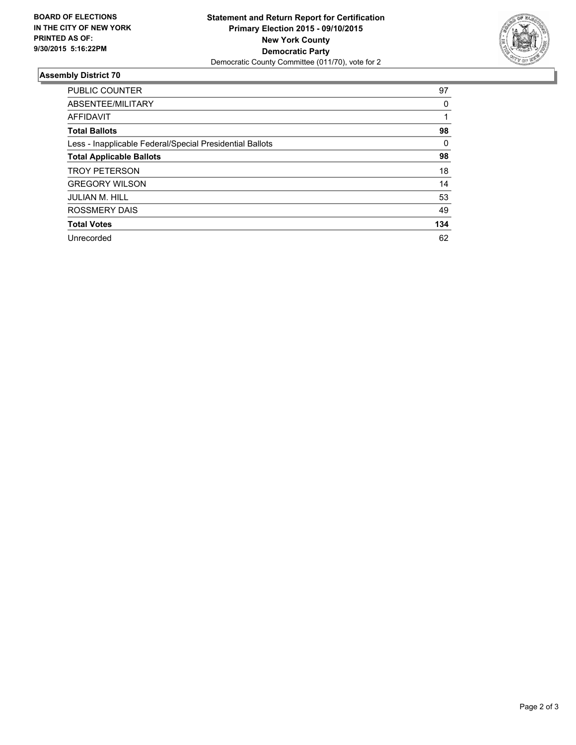**BOARD OF ELECTIONS**
**IN THE CITY OF NEW YORK**
**PRINTED AS OF:**
**9/30/2015 5:16:22PM**

**Statement and Return Report for Certification**
**Primary Election 2015 - 09/10/2015**
**New York County**
**Democratic Party**
Democratic County Committee (011/70), vote for 2

## Assembly District 70

| | |
|---|---|
| PUBLIC COUNTER | 97 |
| ABSENTEE/MILITARY | 0 |
| AFFIDAVIT | 1 |
| **Total Ballots** | **98** |
| Less - Inapplicable Federal/Special Presidential Ballots | 0 |
| **Total Applicable Ballots** | **98** |
| TROY PETERSON | 18 |
| GREGORY WILSON | 14 |
| JULIAN M. HILL | 53 |
| ROSSMERY DAIS | 49 |
| **Total Votes** | **134** |
| Unrecorded | 62 |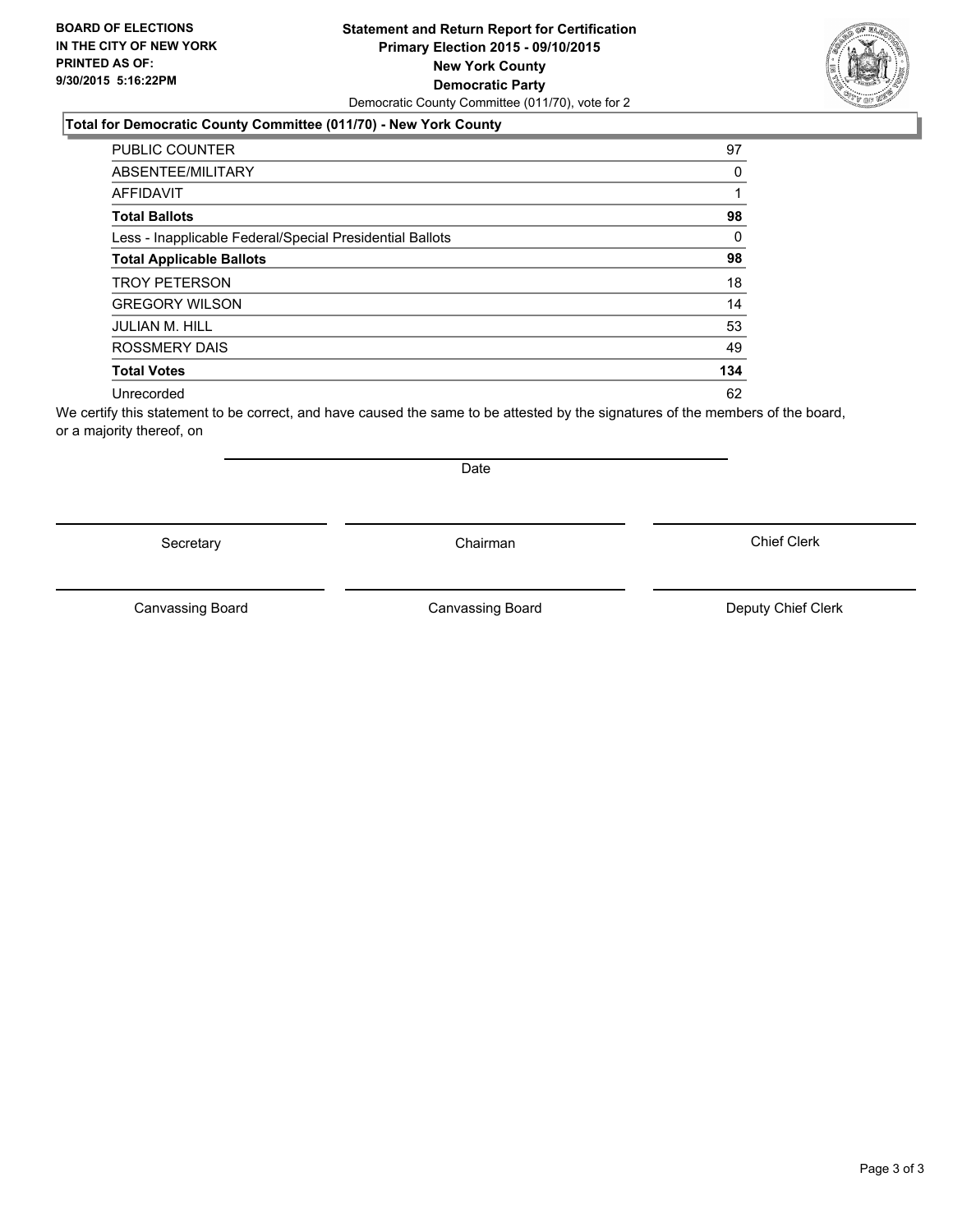**BOARD OF ELECTIONS IN THE CITY OF NEW YORK PRINTED AS OF: 9/30/2015 5:16:22PM**

**Statement and Return Report for Certification**
**Primary Election 2015 - 09/10/2015**
**New York County**
**Democratic Party**
Democratic County Committee (011/70), vote for 2

### Total for Democratic County Committee (011/70) - New York County

| | |
|---|---|
| PUBLIC COUNTER | 97 |
| ABSENTEE/MILITARY | 0 |
| AFFIDAVIT | 1 |
| **Total Ballots** | **98** |
| Less - Inapplicable Federal/Special Presidential Ballots | 0 |
| **Total Applicable Ballots** | **98** |
| TROY PETERSON | 18 |
| GREGORY WILSON | 14 |
| JULIAN M. HILL | 53 |
| ROSSMERY DAIS | 49 |
| **Total Votes** | **134** |
| Unrecorded | 62 |

We certify this statement to be correct, and have caused the same to be attested by the signatures of the members of the board, or a majority thereof, on

Date

Secretary

Chairman

Chief Clerk

Canvassing Board

Canvassing Board

Deputy Chief Clerk